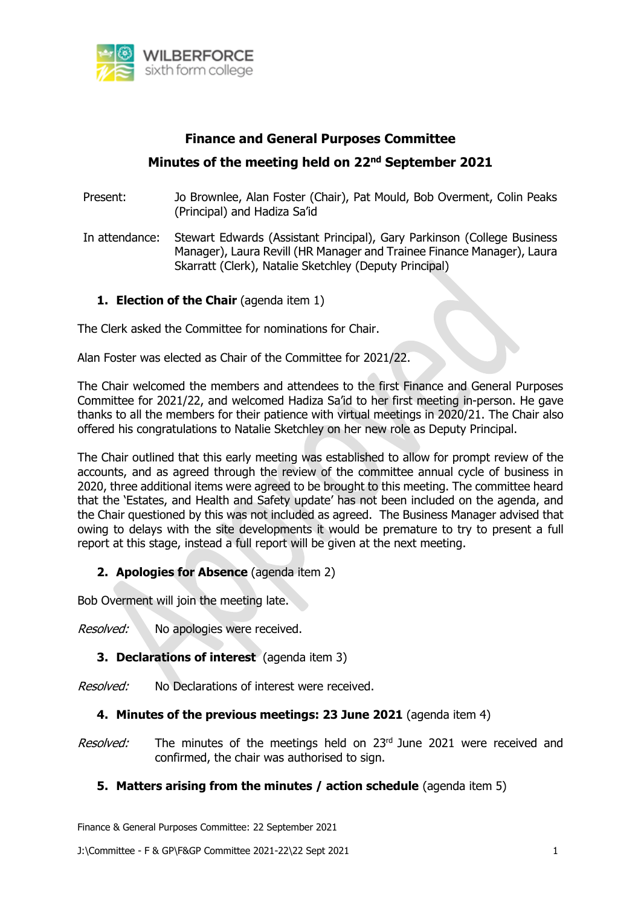# Finance and General Purposes Committee

## Minutes of the meeting held on 22nd September 2021

Present: Jo Brownlee, Alan Foster (Chair), Pat Mould, Bob Overment, Colin Peaks (Principal) and Hadiza Sa'id

In attendance: Stewart Edwards (Assistant Principal), Gary Parkinson (College Business Manager), Laura Revill (HR Manager and Trainee Finance Manager), Laura Skarratt (Clerk), Natalie Sketchley (Deputy Principal)

### 1. Election of the Chair (agenda item 1)

The Clerk asked the Committee for nominations for Chair.

Alan Foster was elected as Chair of the Committee for 2021/22.

The Chair welcomed the members and attendees to the first Finance and General Purposes Committee for 2021/22, and welcomed Hadiza Sa'id to her first meeting in-person. He gave thanks to all the members for their patience with virtual meetings in 2020/21. The Chair also offered his congratulations to Natalie Sketchley on her new role as Deputy Principal.

The Chair outlined that this early meeting was established to allow for prompt review of the accounts, and as agreed through the review of the committee annual cycle of business in 2020, three additional items were agreed to be brought to this meeting. The committee heard that the 'Estates, and Health and Safety update' has not been included on the agenda, and the Chair questioned by this was not included as agreed. The Business Manager advised that owing to delays with the site developments it would be premature to try to present a full report at this stage, instead a full report will be given at the next meeting.

### 2. Apologies for Absence (agenda item 2)

Bob Overment will join the meeting late.

*Resolved:* No apologies were received.

### 3. Declarations of interest (agenda item 3)

*Resolved:* No Declarations of interest were received.

### 4. Minutes of the previous meetings: 23 June 2021 (agenda item 4)

*Resolved:* The minutes of the meetings held on 23rd June 2021 were received and confirmed, the chair was authorised to sign.

### 5. Matters arising from the minutes / action schedule (agenda item 5)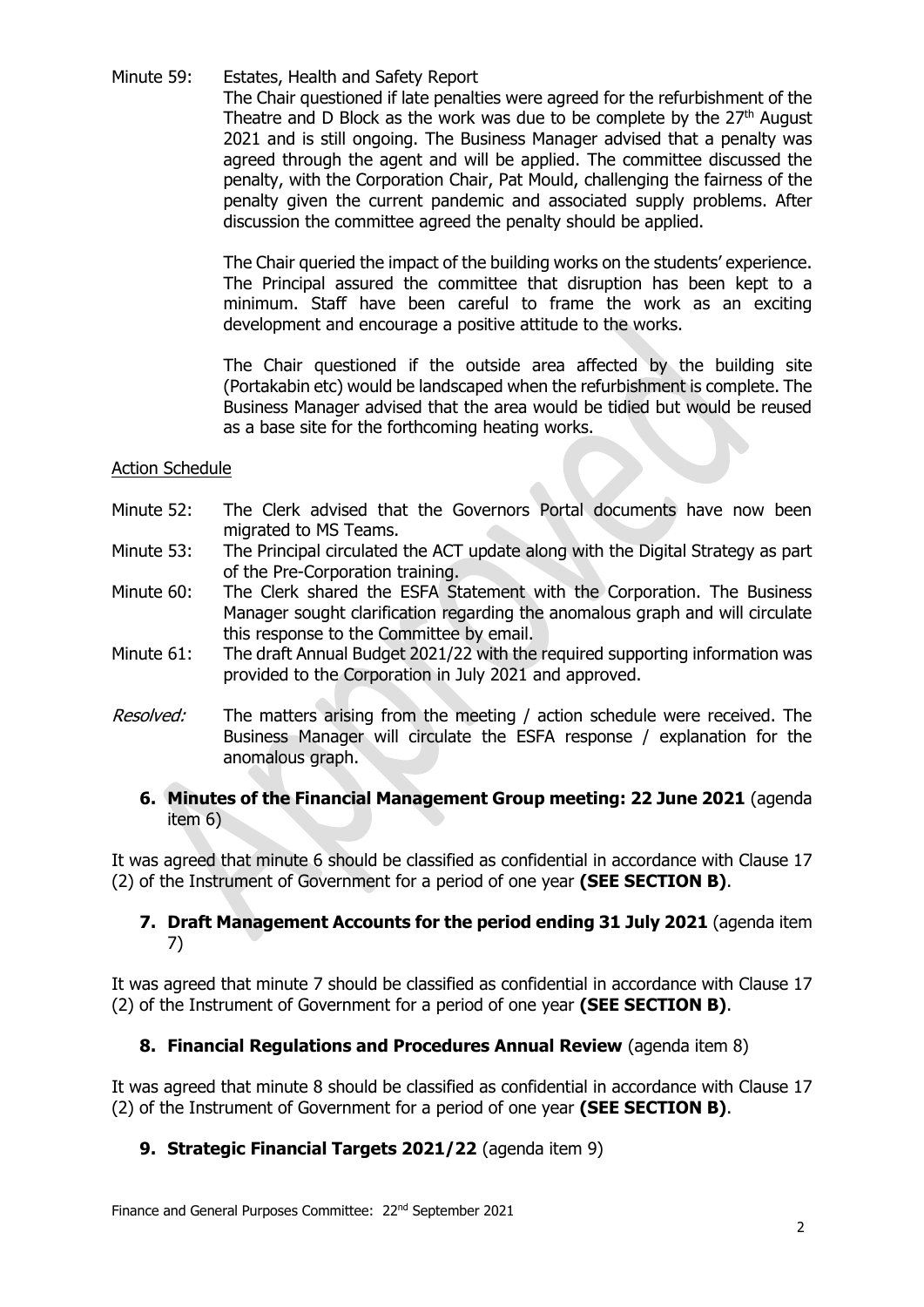Minute 59: Estates, Health and Safety Report

The Chair questioned if late penalties were agreed for the refurbishment of the Theatre and D Block as the work was due to be complete by the 27th August 2021 and is still ongoing. The Business Manager advised that a penalty was agreed through the agent and will be applied. The committee discussed the penalty, with the Corporation Chair, Pat Mould, challenging the fairness of the penalty given the current pandemic and associated supply problems. After discussion the committee agreed the penalty should be applied.

The Chair queried the impact of the building works on the students' experience. The Principal assured the committee that disruption has been kept to a minimum. Staff have been careful to frame the work as an exciting development and encourage a positive attitude to the works.

The Chair questioned if the outside area affected by the building site (Portakabin etc) would be landscaped when the refurbishment is complete. The Business Manager advised that the area would be tidied but would be reused as a base site for the forthcoming heating works.

Action Schedule

Minute 52: The Clerk advised that the Governors Portal documents have now been migrated to MS Teams.

Minute 53: The Principal circulated the ACT update along with the Digital Strategy as part of the Pre-Corporation training.

Minute 60: The Clerk shared the ESFA Statement with the Corporation. The Business Manager sought clarification regarding the anomalous graph and will circulate this response to the Committee by email.

Minute 61: The draft Annual Budget 2021/22 with the required supporting information was provided to the Corporation in July 2021 and approved.

*Resolved:* The matters arising from the meeting / action schedule were received. The Business Manager will circulate the ESFA response / explanation for the anomalous graph.

**6. Minutes of the Financial Management Group meeting: 22 June 2021** (agenda item 6)

It was agreed that minute 6 should be classified as confidential in accordance with Clause 17 (2) of the Instrument of Government for a period of one year **(SEE SECTION B)**.

**7. Draft Management Accounts for the period ending 31 July 2021** (agenda item 7)

It was agreed that minute 7 should be classified as confidential in accordance with Clause 17 (2) of the Instrument of Government for a period of one year **(SEE SECTION B)**.

**8. Financial Regulations and Procedures Annual Review** (agenda item 8)

It was agreed that minute 8 should be classified as confidential in accordance with Clause 17 (2) of the Instrument of Government for a period of one year **(SEE SECTION B)**.

**9. Strategic Financial Targets 2021/22** (agenda item 9)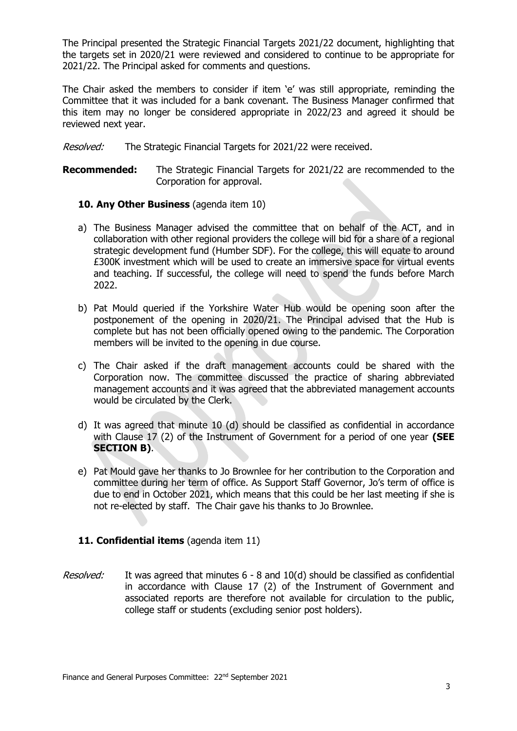The Principal presented the Strategic Financial Targets 2021/22 document, highlighting that the targets set in 2020/21 were reviewed and considered to continue to be appropriate for 2021/22. The Principal asked for comments and questions.

The Chair asked the members to consider if item 'e' was still appropriate, reminding the Committee that it was included for a bank covenant. The Business Manager confirmed that this item may no longer be considered appropriate in 2022/23 and agreed it should be reviewed next year.

*Resolved:* The Strategic Financial Targets for 2021/22 were received.

**Recommended:** The Strategic Financial Targets for 2021/22 are recommended to the Corporation for approval.

**10. Any Other Business** (agenda item 10)

a) The Business Manager advised the committee that on behalf of the ACT, and in collaboration with other regional providers the college will bid for a share of a regional strategic development fund (Humber SDF). For the college, this will equate to around £300K investment which will be used to create an immersive space for virtual events and teaching. If successful, the college will need to spend the funds before March 2022.

b) Pat Mould queried if the Yorkshire Water Hub would be opening soon after the postponement of the opening in 2020/21. The Principal advised that the Hub is complete but has not been officially opened owing to the pandemic. The Corporation members will be invited to the opening in due course.

c) The Chair asked if the draft management accounts could be shared with the Corporation now. The committee discussed the practice of sharing abbreviated management accounts and it was agreed that the abbreviated management accounts would be circulated by the Clerk.

d) It was agreed that minute 10 (d) should be classified as confidential in accordance with Clause 17 (2) of the Instrument of Government for a period of one year **(SEE SECTION B)**.

e) Pat Mould gave her thanks to Jo Brownlee for her contribution to the Corporation and committee during her term of office. As Support Staff Governor, Jo's term of office is due to end in October 2021, which means that this could be her last meeting if she is not re-elected by staff. The Chair gave his thanks to Jo Brownlee.

**11. Confidential items** (agenda item 11)

*Resolved:* It was agreed that minutes 6 - 8 and 10(d) should be classified as confidential in accordance with Clause 17 (2) of the Instrument of Government and associated reports are therefore not available for circulation to the public, college staff or students (excluding senior post holders).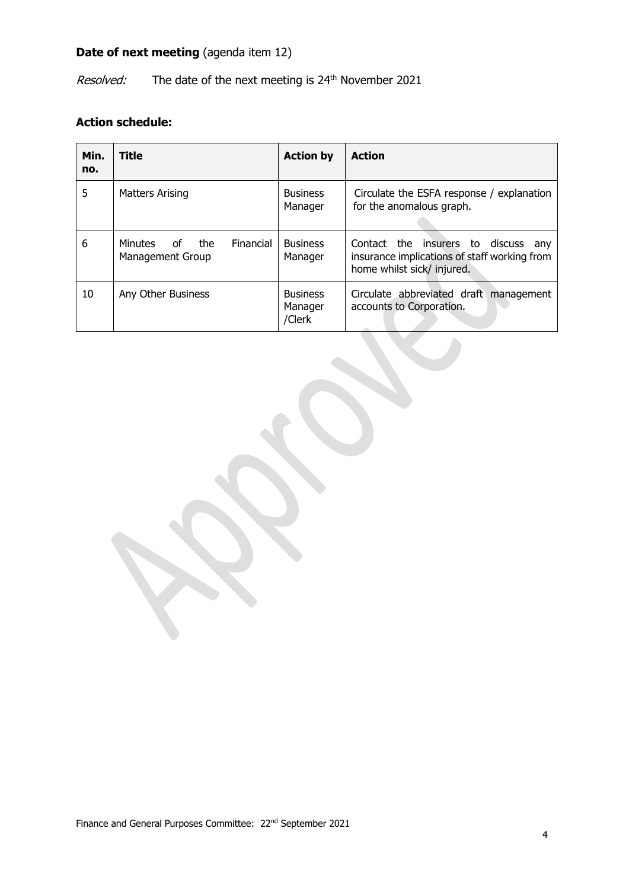**Date of next meeting** (agenda item 12)

*Resolved:* The date of the next meeting is 24th November 2021

**Action schedule:**

| Min. no. | Title | Action by | Action |
|---|---|---|---|
| 5 | Matters Arising | Business Manager | Circulate the ESFA response / explanation for the anomalous graph. |
| 6 | Minutes of the Financial Management Group | Business Manager | Contact the insurers to discuss any insurance implications of staff working from home whilst sick/ injured. |
| 10 | Any Other Business | Business Manager /Clerk | Circulate abbreviated draft management accounts to Corporation. |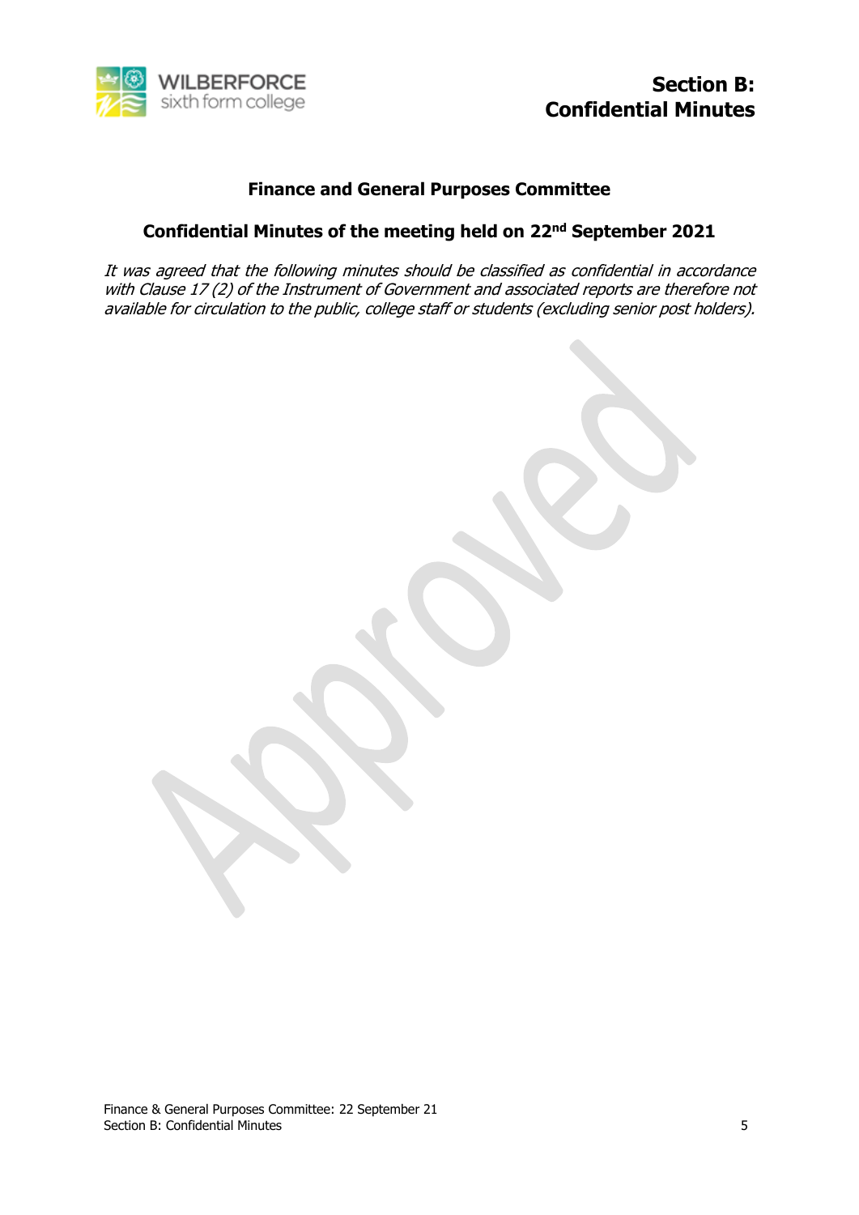# Section B: Confidential Minutes

## Finance and General Purposes Committee

## Confidential Minutes of the meeting held on 22nd September 2021

*It was agreed that the following minutes should be classified as confidential in accordance with Clause 17 (2) of the Instrument of Government and associated reports are therefore not available for circulation to the public, college staff or students (excluding senior post holders).*